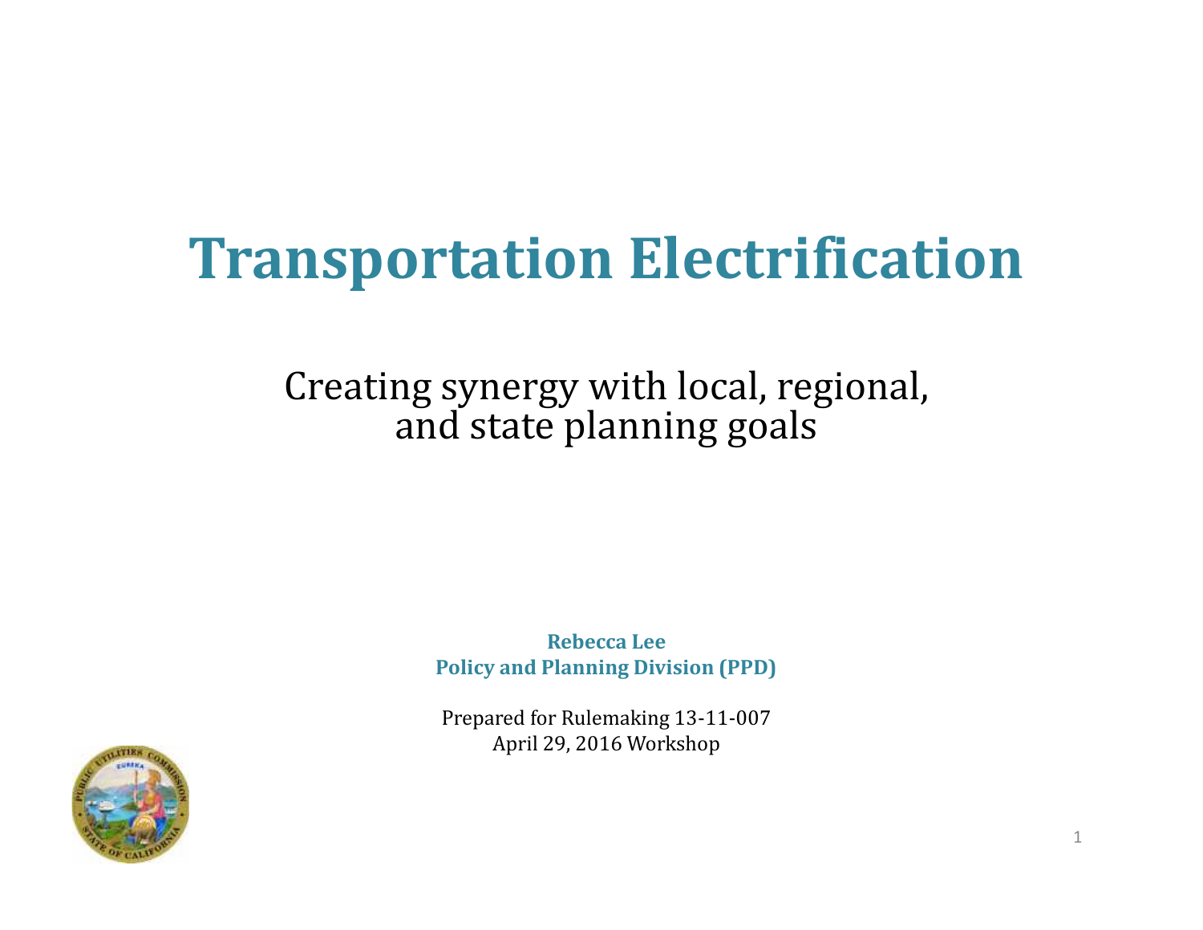# Transportation Electrification

Creating synergy with local, regional, and state planning goals

**Rebecca Lee**
**Policy and Planning Division (PPD)**

Prepared for Rulemaking 13-11-007
April 29, 2016 Workshop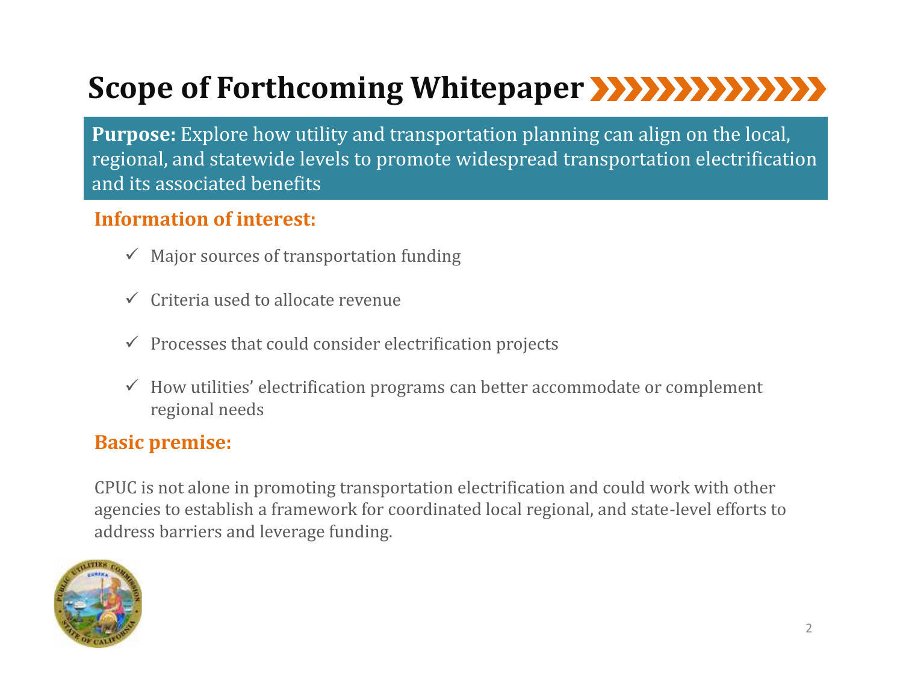# Scope of Forthcoming Whitepaper

**Purpose:** Explore how utility and transportation planning can align on the local, regional, and statewide levels to promote widespread transportation electrification and its associated benefits

## Information of interest:

- ✓ Major sources of transportation funding
- ✓ Criteria used to allocate revenue
- ✓ Processes that could consider electrification projects
- ✓ How utilities' electrification programs can better accommodate or complement regional needs

## Basic premise:

CPUC is not alone in promoting transportation electrification and could work with other agencies to establish a framework for coordinated local regional, and state-level efforts to address barriers and leverage funding.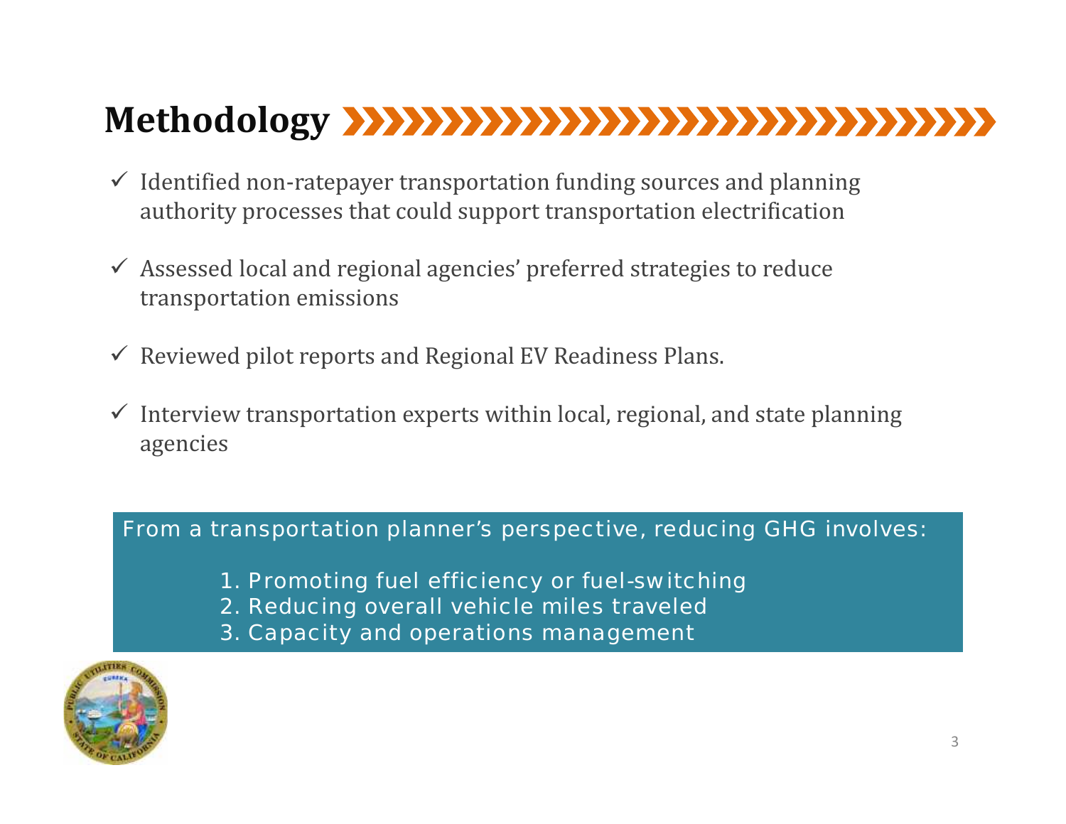# Methodology

- ✓ Identified non-ratepayer transportation funding sources and planning authority processes that could support transportation electrification
- ✓ Assessed local and regional agencies' preferred strategies to reduce transportation emissions
- ✓ Reviewed pilot reports and Regional EV Readiness Plans.
- ✓ Interview transportation experts within local, regional, and state planning agencies

From a transportation planner's perspective, reducing GHG involves:

1. Promoting fuel efficiency or fuel-switching
2. Reducing overall vehicle miles traveled
3. Capacity and operations management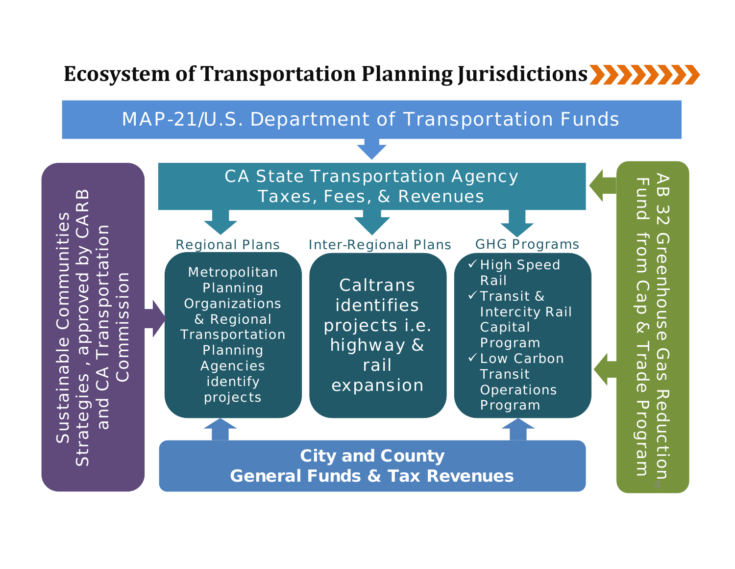# Ecosystem of Transportation Planning Jurisdictions

MAP-21/U.S. Department of Transportation Funds

CA State Transportation Agency
Taxes, Fees, & Revenues

Sustainable Communities Strategies , approved by CARB and CA Transportation Commission

AB 32 Greenhouse Gas Reduction Fund from Cap & Trade Program

**Regional Plans**

Metropolitan Planning Organizations & Regional Transportation Planning Agencies identify projects

**Inter-Regional Plans**

Caltrans identifies projects i.e. highway & rail expansion

**GHG Programs**

- ✓ High Speed Rail
- ✓ Transit & Intercity Rail Capital Program
- ✓ Low Carbon Transit Operations Program

**City and County**
**General Funds & Tax Revenues**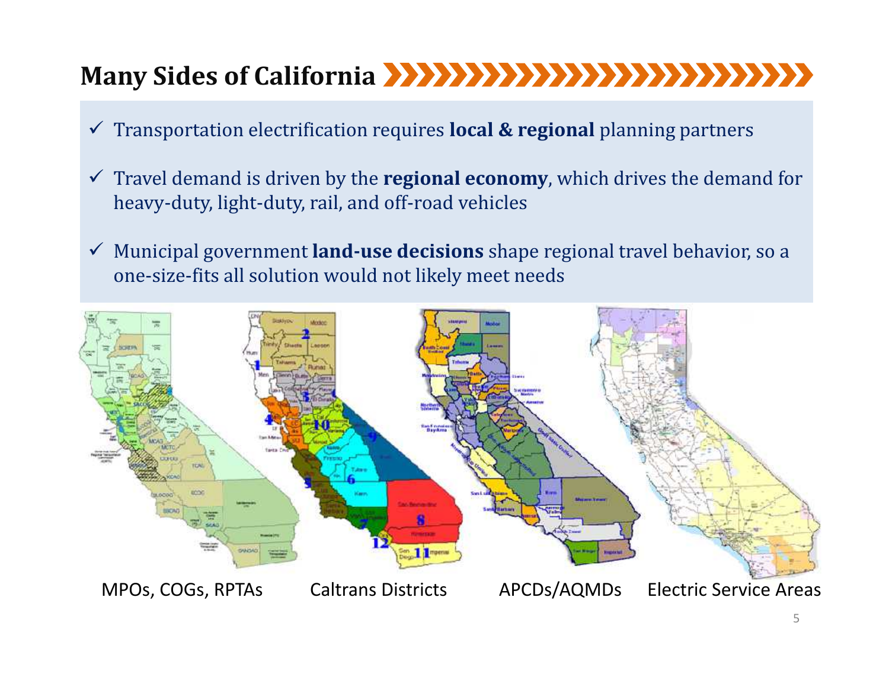## Many Sides of California

- ✓ Transportation electrification requires **local & regional** planning partners
- ✓ Travel demand is driven by the **regional economy**, which drives the demand for heavy-duty, light-duty, rail, and off-road vehicles
- ✓ Municipal government **land-use decisions** shape regional travel behavior, so a one-size-fits all solution would not likely meet needs

MPOs, COGs, RPTAs | Caltrans Districts | APCDs/AQMDs | Electric Service Areas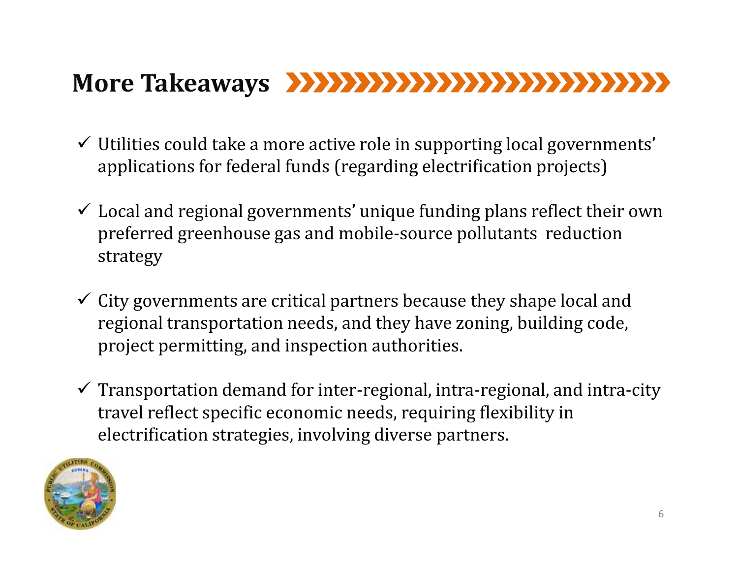# More Takeaways

- ✓ Utilities could take a more active role in supporting local governments' applications for federal funds (regarding electrification projects)
- ✓ Local and regional governments' unique funding plans reflect their own preferred greenhouse gas and mobile-source pollutants reduction strategy
- ✓ City governments are critical partners because they shape local and regional transportation needs, and they have zoning, building code, project permitting, and inspection authorities.
- ✓ Transportation demand for inter-regional, intra-regional, and intra-city travel reflect specific economic needs, requiring flexibility in electrification strategies, involving diverse partners.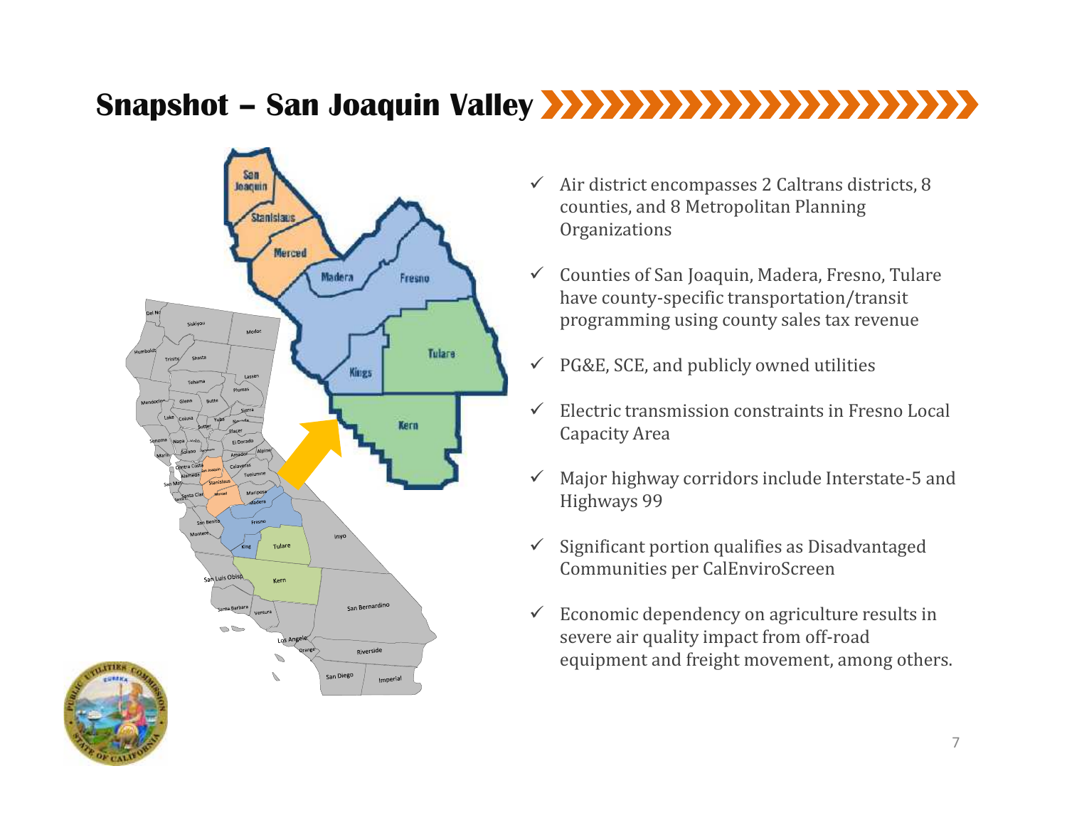# Snapshot – San Joaquin Valley

- ✓ Air district encompasses 2 Caltrans districts, 8 counties, and 8 Metropolitan Planning Organizations
- ✓ Counties of San Joaquin, Madera, Fresno, Tulare have county-specific transportation/transit programming using county sales tax revenue
- ✓ PG&E, SCE, and publicly owned utilities
- ✓ Electric transmission constraints in Fresno Local Capacity Area
- ✓ Major highway corridors include Interstate-5 and Highways 99
- ✓ Significant portion qualifies as Disadvantaged Communities per CalEnviroScreen
- ✓ Economic dependency on agriculture results in severe air quality impact from off-road equipment and freight movement, among others.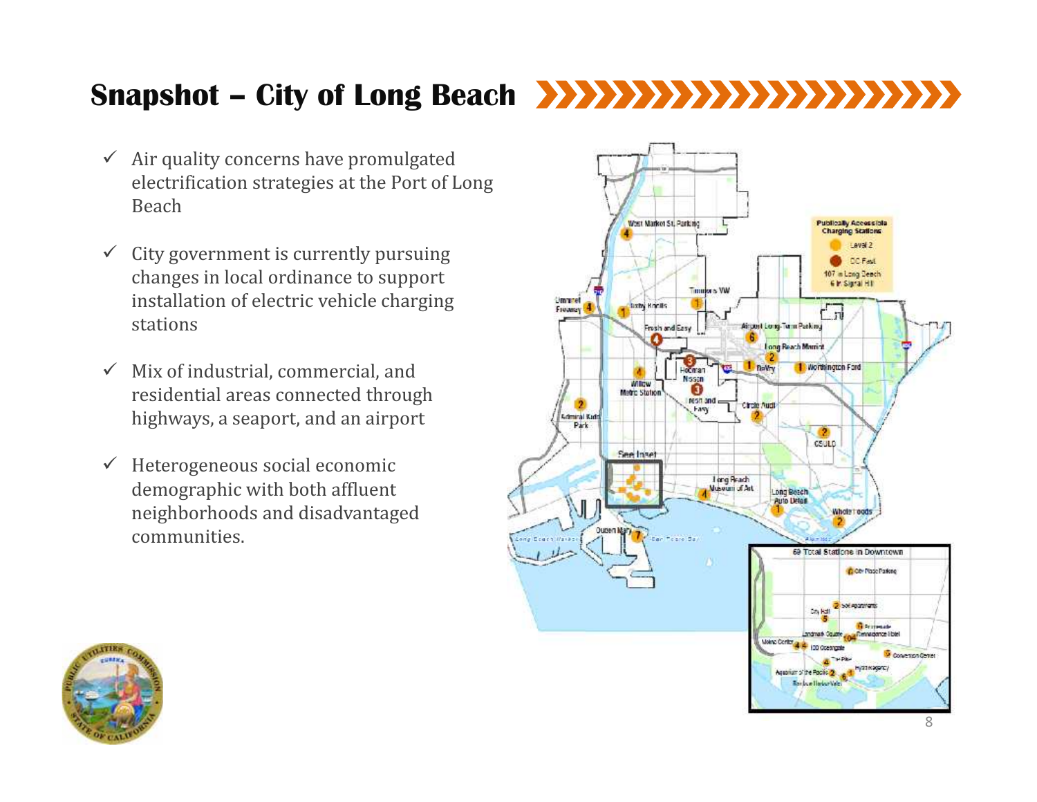# Snapshot – City of Long Beach

- ✓ Air quality concerns have promulgated electrification strategies at the Port of Long Beach
- ✓ City government is currently pursuing changes in local ordinance to support installation of electric vehicle charging stations
- ✓ Mix of industrial, commercial, and residential areas connected through highways, a seaport, and an airport
- ✓ Heterogeneous social economic demographic with both affluent neighborhoods and disadvantaged communities.

Publically Accessible Charging Stations
Level 2
DC Fast
107 in Long Beach
6 in Signal Hill

West Market St. Parking 4
Timmons VW 1
Sixty Knolls 1
Fresh and Easy 4
Airport Long-Term Parking 6
Long Beach Marriott 2
Hooman Nissan 3
DeVry 1
Worthington Ford 1
Willow Metro Station 4
Fresh and Easy 3
Circle Audi 2
Admiral Kidd Park 2
CSULB 2
See Inset
Long Beach Museum of Art 4
Long Beach Auto Detail 1
Whole Foods 2
Queen Mary 7

69 Total Stations in Downtown
City Place Parking
City Hall 5
Sol Apartments 2
Promenade
Renaissance Hotel
Landmark Square
100 Oceangate
Convention Center
The Pike 4
Hyatt Regency
Aquarium of the Pacific 2
Rainbow Harbor Valet